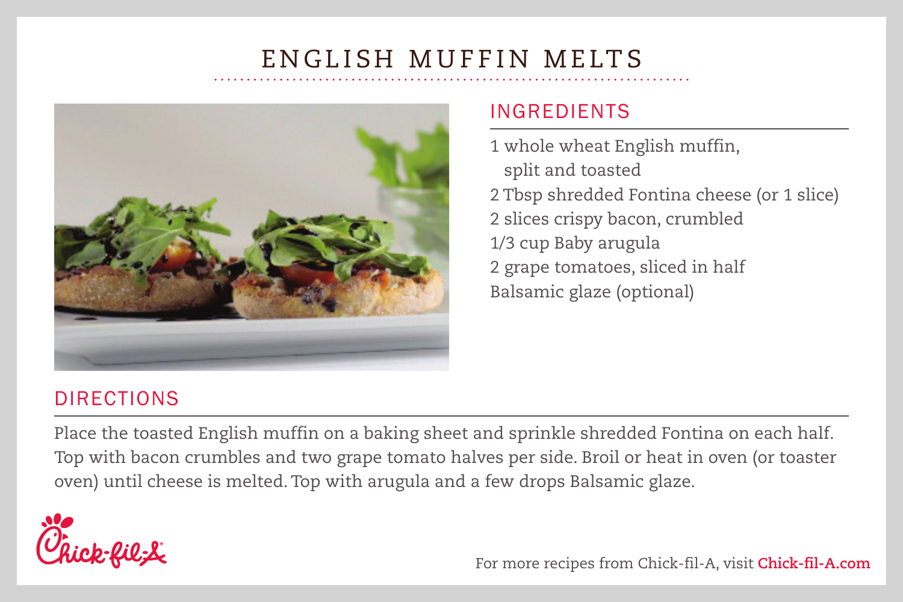# ENGLISH MUFFIN MELTS

## INGREDIENTS

1 whole wheat English muffin, split and toasted
2 Tbsp shredded Fontina cheese (or 1 slice)
2 slices crispy bacon, crumbled
1/3 cup Baby arugula
2 grape tomatoes, sliced in half
Balsamic glaze (optional)

## DIRECTIONS

Place the toasted English muffin on a baking sheet and sprinkle shredded Fontina on each half. Top with bacon crumbles and two grape tomato halves per side. Broil or heat in oven (or toaster oven) until cheese is melted. Top with arugula and a few drops Balsamic glaze.

Chick-fil-A

For more recipes from Chick-fil-A, visit **Chick-fil-A.com**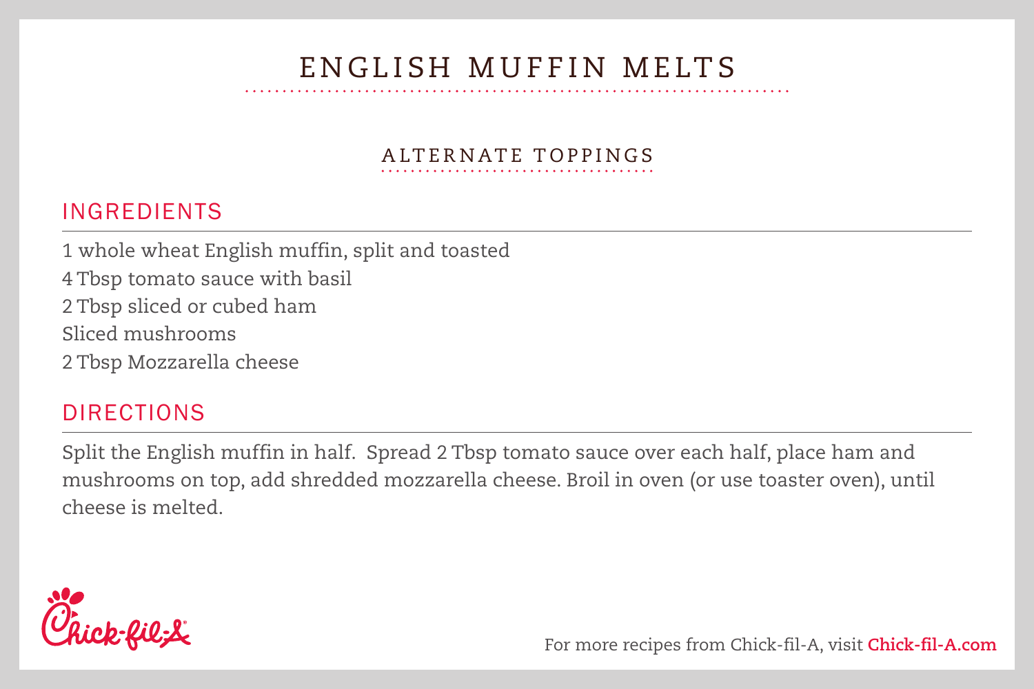# ENGLISH MUFFIN MELTS

## ALTERNATE TOPPINGS

### INGREDIENTS

1 whole wheat English muffin, split and toasted
4 Tbsp tomato sauce with basil
2 Tbsp sliced or cubed ham
Sliced mushrooms
2 Tbsp Mozzarella cheese

### DIRECTIONS

Split the English muffin in half. Spread 2 Tbsp tomato sauce over each half, place ham and mushrooms on top, add shredded mozzarella cheese. Broil in oven (or use toaster oven), until cheese is melted.

Chick-fil-A

For more recipes from Chick-fil-A, visit **Chick-fil-A.com**